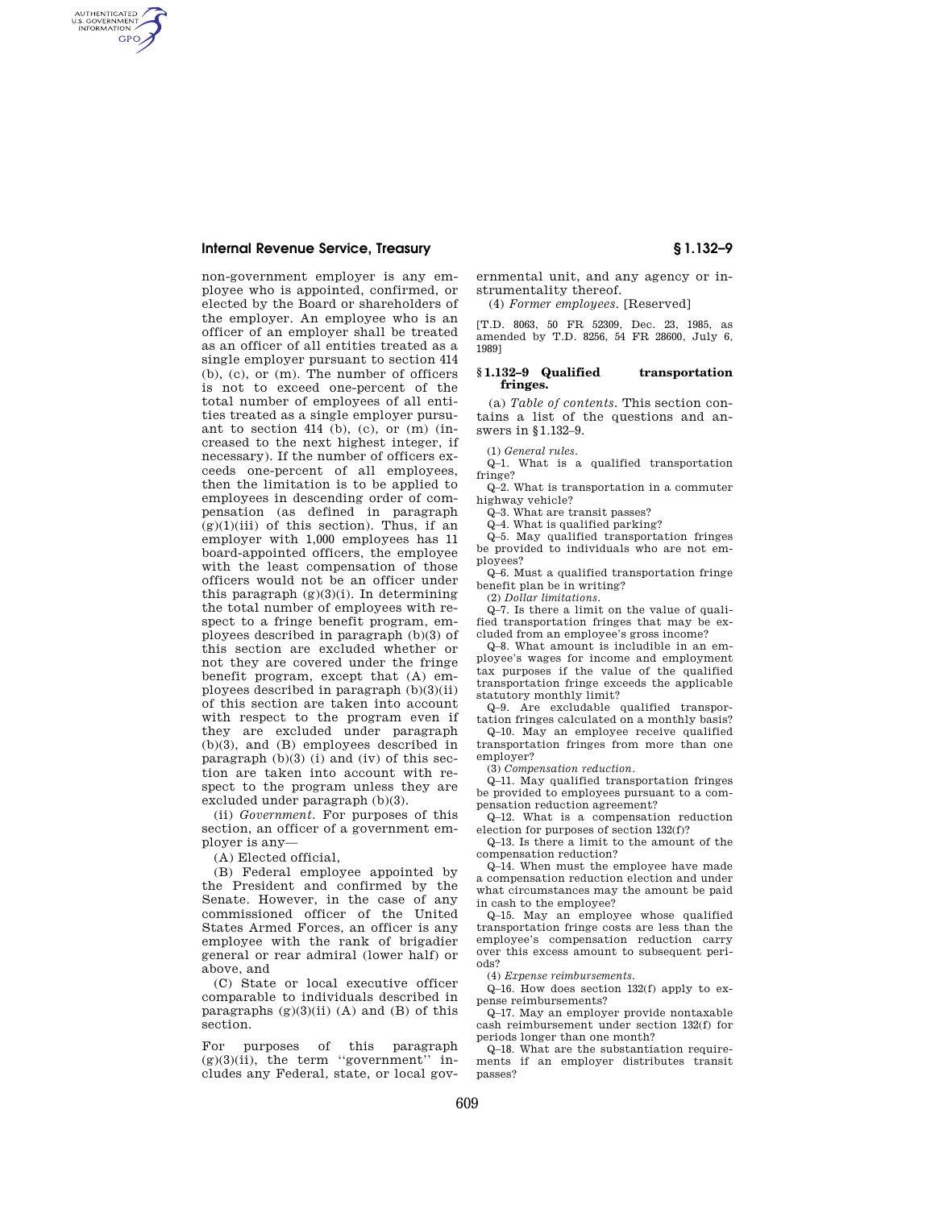non-government employer is any employee who is appointed, confirmed, or elected by the Board or shareholders of the employer. An employee who is an officer of an employer shall be treated as an officer of all entities treated as a single employer pursuant to section 414 (b), (c), or (m). The number of officers is not to exceed one-percent of the total number of employees of all entities treated as a single employer pursuant to section 414 (b), (c), or (m) (increased to the next highest integer, if necessary). If the number of officers exceeds one-percent of all employees, then the limitation is to be applied to employees in descending order of compensation (as defined in paragraph (g)(1)(iii) of this section). Thus, if an employer with 1,000 employees has 11 board-appointed officers, the employee with the least compensation of those officers would not be an officer under this paragraph (g)(3)(i). In determining the total number of employees with respect to a fringe benefit program, employees described in paragraph (b)(3) of this section are excluded whether or not they are covered under the fringe benefit program, except that (A) employees described in paragraph (b)(3)(ii) of this section are taken into account with respect to the program even if they are excluded under paragraph (b)(3), and (B) employees described in paragraph (b)(3) (i) and (iv) of this section are taken into account with respect to the program unless they are excluded under paragraph (b)(3).

(ii) *Government.* For purposes of this section, an officer of a government employer is any—

(A) Elected official,

(B) Federal employee appointed by the President and confirmed by the Senate. However, in the case of any commissioned officer of the United States Armed Forces, an officer is any employee with the rank of brigadier general or rear admiral (lower half) or above, and

(C) State or local executive officer comparable to individuals described in paragraphs (g)(3)(ii) (A) and (B) of this section.

For purposes of this paragraph (g)(3)(ii), the term "government" includes any Federal, state, or local governmental unit, and any agency or instrumentality thereof.

(4) *Former employees.* [Reserved]

[T.D. 8063, 50 FR 52309, Dec. 23, 1985, as amended by T.D. 8256, 54 FR 28600, July 6, 1989]

## § 1.132–9 Qualified transportation fringes.

(a) *Table of contents.* This section contains a list of the questions and answers in § 1.132–9.

(1) *General rules.*

Q–1. What is a qualified transportation fringe?

Q–2. What is transportation in a commuter highway vehicle?

Q–3. What are transit passes?

Q–4. What is qualified parking?

Q–5. May qualified transportation fringes be provided to individuals who are not employees?

Q–6. Must a qualified transportation fringe benefit plan be in writing?

(2) *Dollar limitations.*

Q–7. Is there a limit on the value of qualified transportation fringes that may be excluded from an employee's gross income?

Q–8. What amount is includible in an employee's wages for income and employment tax purposes if the value of the qualified transportation fringe exceeds the applicable statutory monthly limit?

Q–9. Are excludable qualified transportation fringes calculated on a monthly basis?

Q–10. May an employee receive qualified transportation fringes from more than one employer?

(3) *Compensation reduction.*

Q–11. May qualified transportation fringes be provided to employees pursuant to a compensation reduction agreement?

Q–12. What is a compensation reduction election for purposes of section 132(f)?

Q–13. Is there a limit to the amount of the compensation reduction?

Q–14. When must the employee have made a compensation reduction election and under what circumstances may the amount be paid in cash to the employee?

Q–15. May an employee whose qualified transportation fringe costs are less than the employee's compensation reduction carry over this excess amount to subsequent periods?

(4) *Expense reimbursements.*

Q–16. How does section 132(f) apply to expense reimbursements?

Q–17. May an employer provide nontaxable cash reimbursement under section 132(f) for periods longer than one month?

Q–18. What are the substantiation requirements if an employer distributes transit passes?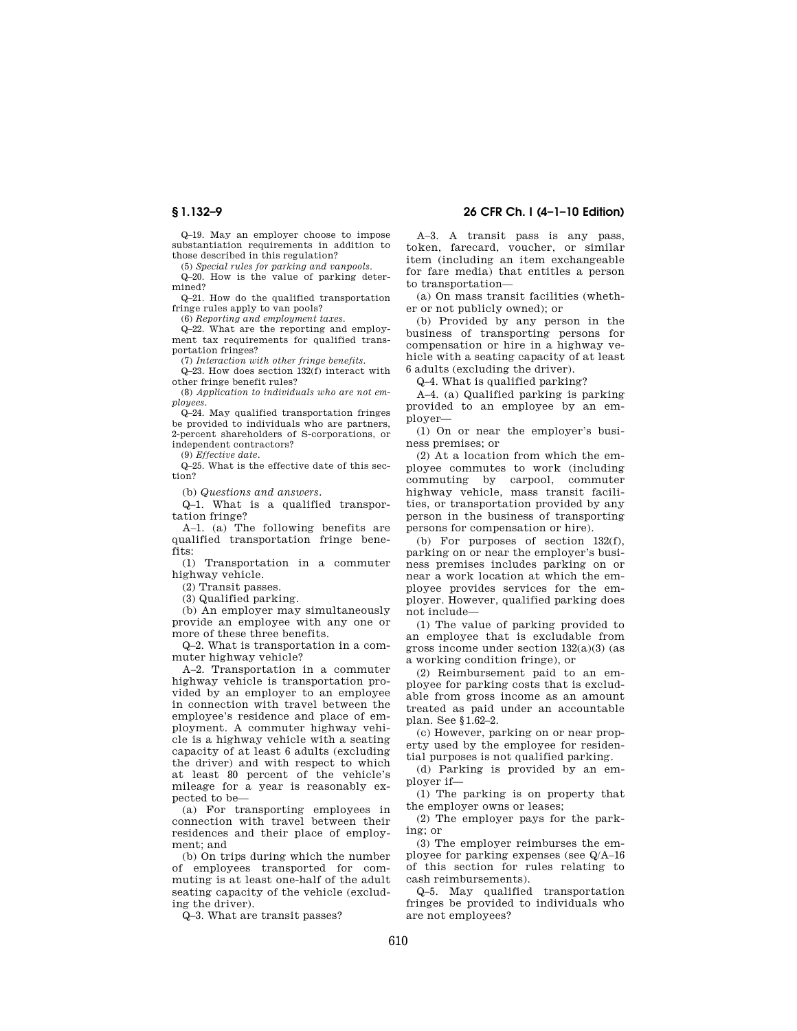Q–19. May an employer choose to impose substantiation requirements in addition to those described in this regulation?

(5) *Special rules for parking and vanpools.*

Q–20. How is the value of parking determined?

Q–21. How do the qualified transportation fringe rules apply to van pools?

(6) *Reporting and employment taxes.*

Q–22. What are the reporting and employment tax requirements for qualified transportation fringes?

(7) *Interaction with other fringe benefits.*

Q–23. How does section 132(f) interact with other fringe benefit rules?

(8) *Application to individuals who are not employees.*

Q–24. May qualified transportation fringes be provided to individuals who are partners, 2-percent shareholders of S-corporations, or independent contractors?

(9) *Effective date.*

Q–25. What is the effective date of this section?

(b) *Questions and answers.*

Q–1. What is a qualified transportation fringe?

A–1. (a) The following benefits are qualified transportation fringe benefits:

(1) Transportation in a commuter highway vehicle.

(2) Transit passes.

(3) Qualified parking.

(b) An employer may simultaneously provide an employee with any one or more of these three benefits.

Q–2. What is transportation in a commuter highway vehicle?

A–2. Transportation in a commuter highway vehicle is transportation provided by an employer to an employee in connection with travel between the employee's residence and place of employment. A commuter highway vehicle is a highway vehicle with a seating capacity of at least 6 adults (excluding the driver) and with respect to which at least 80 percent of the vehicle's mileage for a year is reasonably expected to be—

(a) For transporting employees in connection with travel between their residences and their place of employment; and

(b) On trips during which the number of employees transported for commuting is at least one-half of the adult seating capacity of the vehicle (excluding the driver).

Q–3. What are transit passes?

A–3. A transit pass is any pass, token, farecard, voucher, or similar item (including an item exchangeable for fare media) that entitles a person to transportation—

(a) On mass transit facilities (whether or not publicly owned); or

(b) Provided by any person in the business of transporting persons for compensation or hire in a highway vehicle with a seating capacity of at least 6 adults (excluding the driver).

Q–4. What is qualified parking?

A–4. (a) Qualified parking is parking provided to an employee by an employer—

(1) On or near the employer's business premises; or

(2) At a location from which the employee commutes to work (including commuting by carpool, commuter highway vehicle, mass transit facilities, or transportation provided by any person in the business of transporting persons for compensation or hire).

(b) For purposes of section 132(f), parking on or near the employer's business premises includes parking on or near a work location at which the employee provides services for the employer. However, qualified parking does not include—

(1) The value of parking provided to an employee that is excludable from gross income under section 132(a)(3) (as a working condition fringe), or

(2) Reimbursement paid to an employee for parking costs that is excludable from gross income as an amount treated as paid under an accountable plan. See §1.62–2.

(c) However, parking on or near property used by the employee for residential purposes is not qualified parking.

(d) Parking is provided by an employer if—

(1) The parking is on property that the employer owns or leases;

(2) The employer pays for the parking; or

(3) The employer reimburses the employee for parking expenses (see Q/A–16 of this section for rules relating to cash reimbursements).

Q–5. May qualified transportation fringes be provided to individuals who are not employees?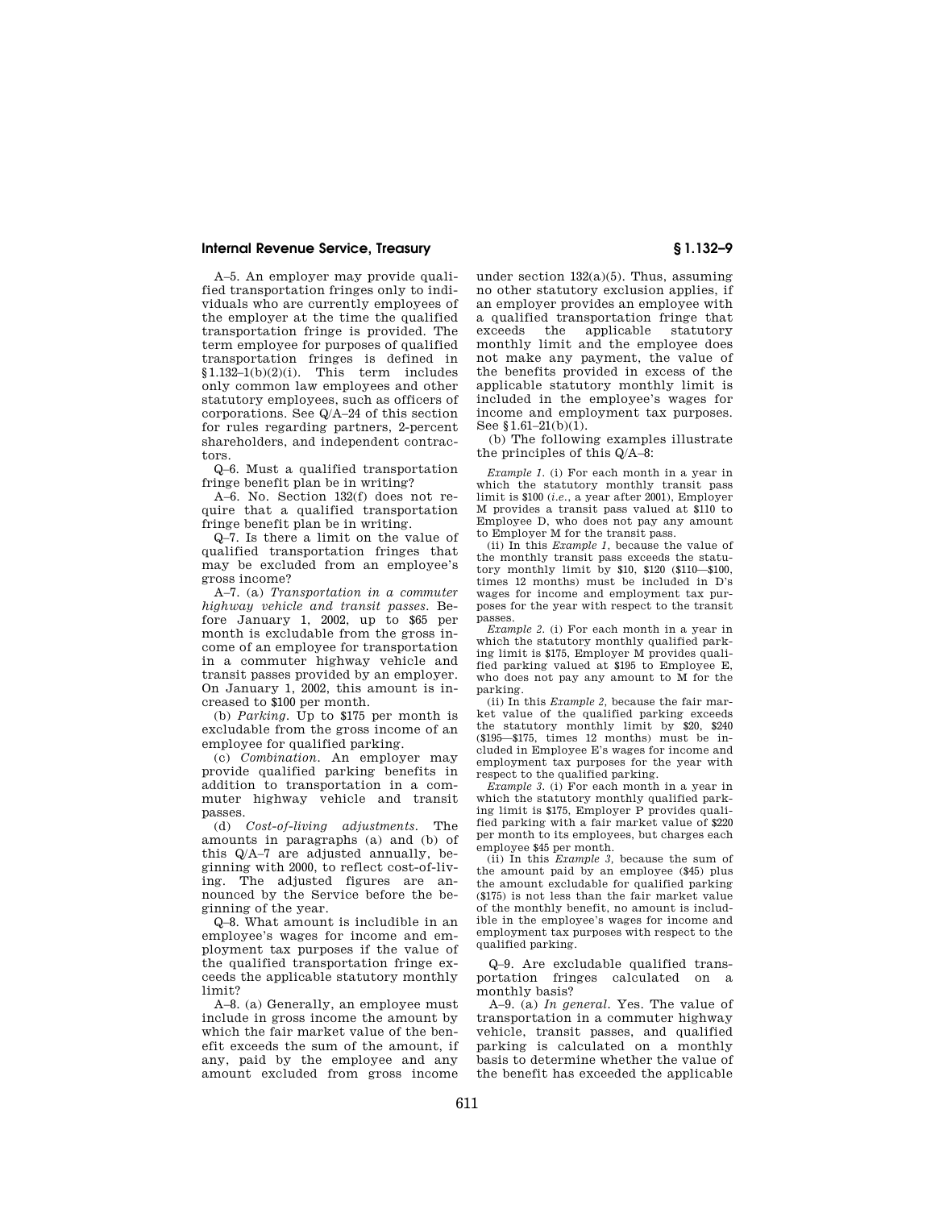A–5. An employer may provide qualified transportation fringes only to individuals who are currently employees of the employer at the time the qualified transportation fringe is provided. The term employee for purposes of qualified transportation fringes is defined in §1.132–1(b)(2)(i). This term includes only common law employees and other statutory employees, such as officers of corporations. See Q/A–24 of this section for rules regarding partners, 2-percent shareholders, and independent contractors.

Q–6. Must a qualified transportation fringe benefit plan be in writing?

A–6. No. Section 132(f) does not require that a qualified transportation fringe benefit plan be in writing.

Q–7. Is there a limit on the value of qualified transportation fringes that may be excluded from an employee's gross income?

A–7. (a) *Transportation in a commuter highway vehicle and transit passes.* Before January 1, 2002, up to $65 per month is excludable from the gross income of an employee for transportation in a commuter highway vehicle and transit passes provided by an employer. On January 1, 2002, this amount is increased to $100 per month.

(b) *Parking.* Up to $175 per month is excludable from the gross income of an employee for qualified parking.

(c) *Combination.* An employer may provide qualified parking benefits in addition to transportation in a commuter highway vehicle and transit passes.

(d) *Cost-of-living adjustments.* The amounts in paragraphs (a) and (b) of this Q/A–7 are adjusted annually, beginning with 2000, to reflect cost-of-living. The adjusted figures are announced by the Service before the beginning of the year.

Q–8. What amount is includible in an employee's wages for income and employment tax purposes if the value of the qualified transportation fringe exceeds the applicable statutory monthly limit?

A–8. (a) Generally, an employee must include in gross income the amount by which the fair market value of the benefit exceeds the sum of the amount, if any, paid by the employee and any amount excluded from gross income under section 132(a)(5). Thus, assuming no other statutory exclusion applies, if an employer provides an employee with a qualified transportation fringe that exceeds the applicable statutory monthly limit and the employee does not make any payment, the value of the benefits provided in excess of the applicable statutory monthly limit is included in the employee's wages for income and employment tax purposes. See §1.61–21(b)(1).

(b) The following examples illustrate the principles of this Q/A–8:

*Example 1.* (i) For each month in a year in which the statutory monthly transit pass limit is $100 (*i.e.*, a year after 2001), Employer M provides a transit pass valued at $110 to Employee D, who does not pay any amount to Employer M for the transit pass.

(ii) In this *Example 1*, because the value of the monthly transit pass exceeds the statutory monthly limit by $10, $120 ($110—$100, times 12 months) must be included in D's wages for income and employment tax purposes for the year with respect to the transit passes.

*Example 2.* (i) For each month in a year in which the statutory monthly qualified parking limit is $175, Employer M provides qualified parking valued at $195 to Employee E, who does not pay any amount to M for the parking.

(ii) In this *Example 2*, because the fair market value of the qualified parking exceeds the statutory monthly limit by $20, $240 ($195—$175, times 12 months) must be included in Employee E's wages for income and employment tax purposes for the year with respect to the qualified parking.

*Example 3.* (i) For each month in a year in which the statutory monthly qualified parking limit is $175, Employer P provides qualified parking with a fair market value of $220 per month to its employees, but charges each employee $45 per month.

(ii) In this *Example 3*, because the sum of the amount paid by an employee ($45) plus the amount excludable for qualified parking ($175) is not less than the fair market value of the monthly benefit, no amount is includible in the employee's wages for income and employment tax purposes with respect to the qualified parking.

Q–9. Are excludable qualified transportation fringes calculated on a monthly basis?

A–9. (a) *In general.* Yes. The value of transportation in a commuter highway vehicle, transit passes, and qualified parking is calculated on a monthly basis to determine whether the value of the benefit has exceeded the applicable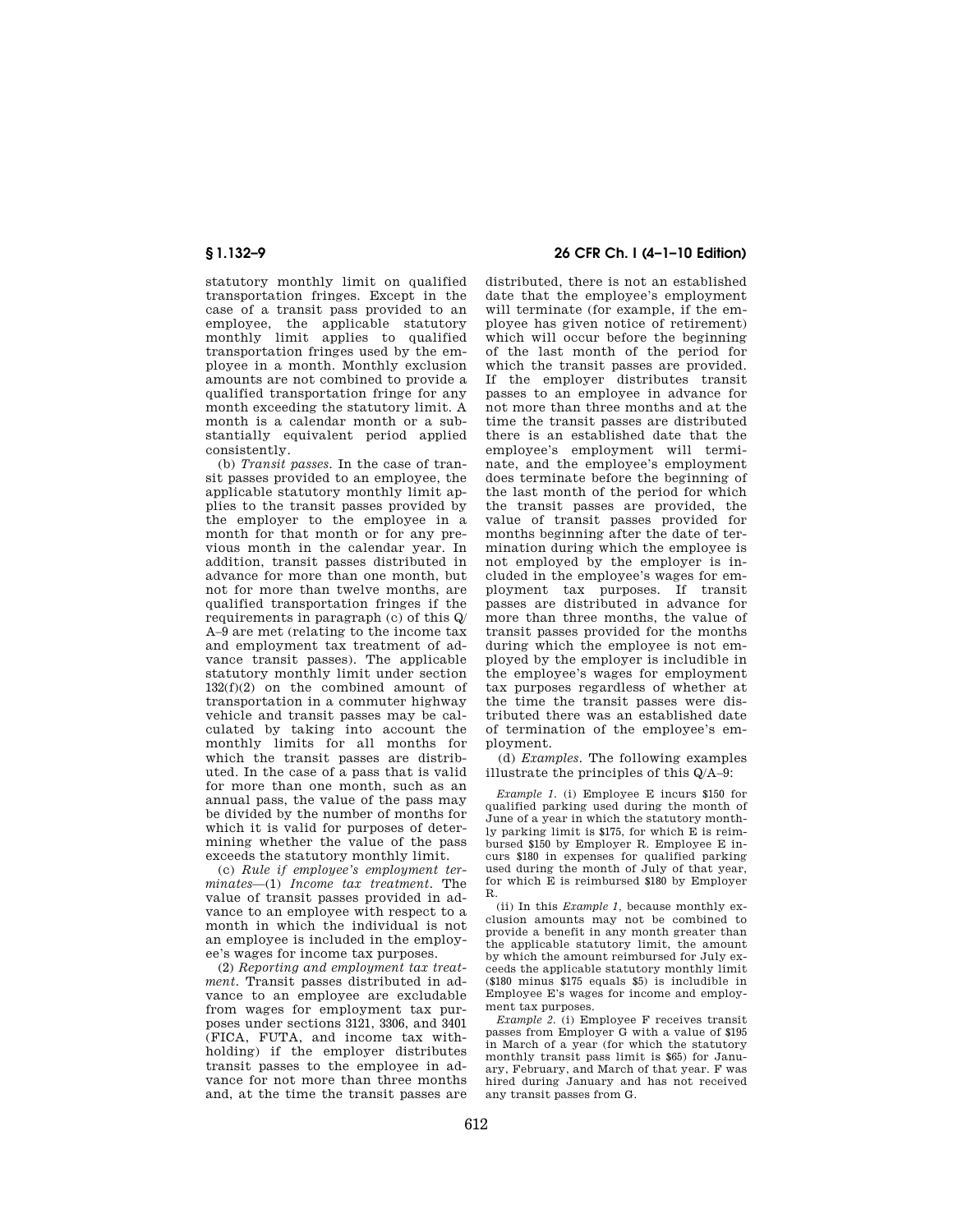statutory monthly limit on qualified transportation fringes. Except in the case of a transit pass provided to an employee, the applicable statutory monthly limit applies to qualified transportation fringes used by the employee in a month. Monthly exclusion amounts are not combined to provide a qualified transportation fringe for any month exceeding the statutory limit. A month is a calendar month or a substantially equivalent period applied consistently.

(b) *Transit passes.* In the case of transit passes provided to an employee, the applicable statutory monthly limit applies to the transit passes provided by the employer to the employee in a month for that month or for any previous month in the calendar year. In addition, transit passes distributed in advance for more than one month, but not for more than twelve months, are qualified transportation fringes if the requirements in paragraph (c) of this Q/A–9 are met (relating to the income tax and employment tax treatment of advance transit passes). The applicable statutory monthly limit under section 132(f)(2) on the combined amount of transportation in a commuter highway vehicle and transit passes may be calculated by taking into account the monthly limits for all months for which the transit passes are distributed. In the case of a pass that is valid for more than one month, such as an annual pass, the value of the pass may be divided by the number of months for which it is valid for purposes of determining whether the value of the pass exceeds the statutory monthly limit.

(c) *Rule if employee's employment terminates*—(1) *Income tax treatment.* The value of transit passes provided in advance to an employee with respect to a month in which the individual is not an employee is included in the employee's wages for income tax purposes.

(2) *Reporting and employment tax treatment.* Transit passes distributed in advance to an employee are excludable from wages for employment tax purposes under sections 3121, 3306, and 3401 (FICA, FUTA, and income tax withholding) if the employer distributes transit passes to the employee in advance for not more than three months and, at the time the transit passes are distributed, there is not an established date that the employee's employment will terminate (for example, if the employee has given notice of retirement) which will occur before the beginning of the last month of the period for which the transit passes are provided. If the employer distributes transit passes to an employee in advance for not more than three months and at the time the transit passes are distributed there is an established date that the employee's employment will terminate, and the employee's employment does terminate before the beginning of the last month of the period for which the transit passes are provided, the value of transit passes provided for months beginning after the date of termination during which the employee is not employed by the employer is included in the employee's wages for employment tax purposes. If transit passes are distributed in advance for more than three months, the value of transit passes provided for the months during which the employee is not employed by the employer is includible in the employee's wages for employment tax purposes regardless of whether at the time the transit passes were distributed there was an established date of termination of the employee's employment.

(d) *Examples.* The following examples illustrate the principles of this Q/A–9:

*Example 1.* (i) Employee E incurs $150 for qualified parking used during the month of June of a year in which the statutory monthly parking limit is $175, for which E is reimbursed $150 by Employer R. Employee E incurs $180 in expenses for qualified parking used during the month of July of that year, for which E is reimbursed $180 by Employer R.

(ii) In this *Example 1*, because monthly exclusion amounts may not be combined to provide a benefit in any month greater than the applicable statutory limit, the amount by which the amount reimbursed for July exceeds the applicable statutory monthly limit ($180 minus $175 equals $5) is includible in Employee E's wages for income and employment tax purposes.

*Example 2.* (i) Employee F receives transit passes from Employer G with a value of $195 in March of a year (for which the statutory monthly transit pass limit is $65) for January, February, and March of that year. F was hired during January and has not received any transit passes from G.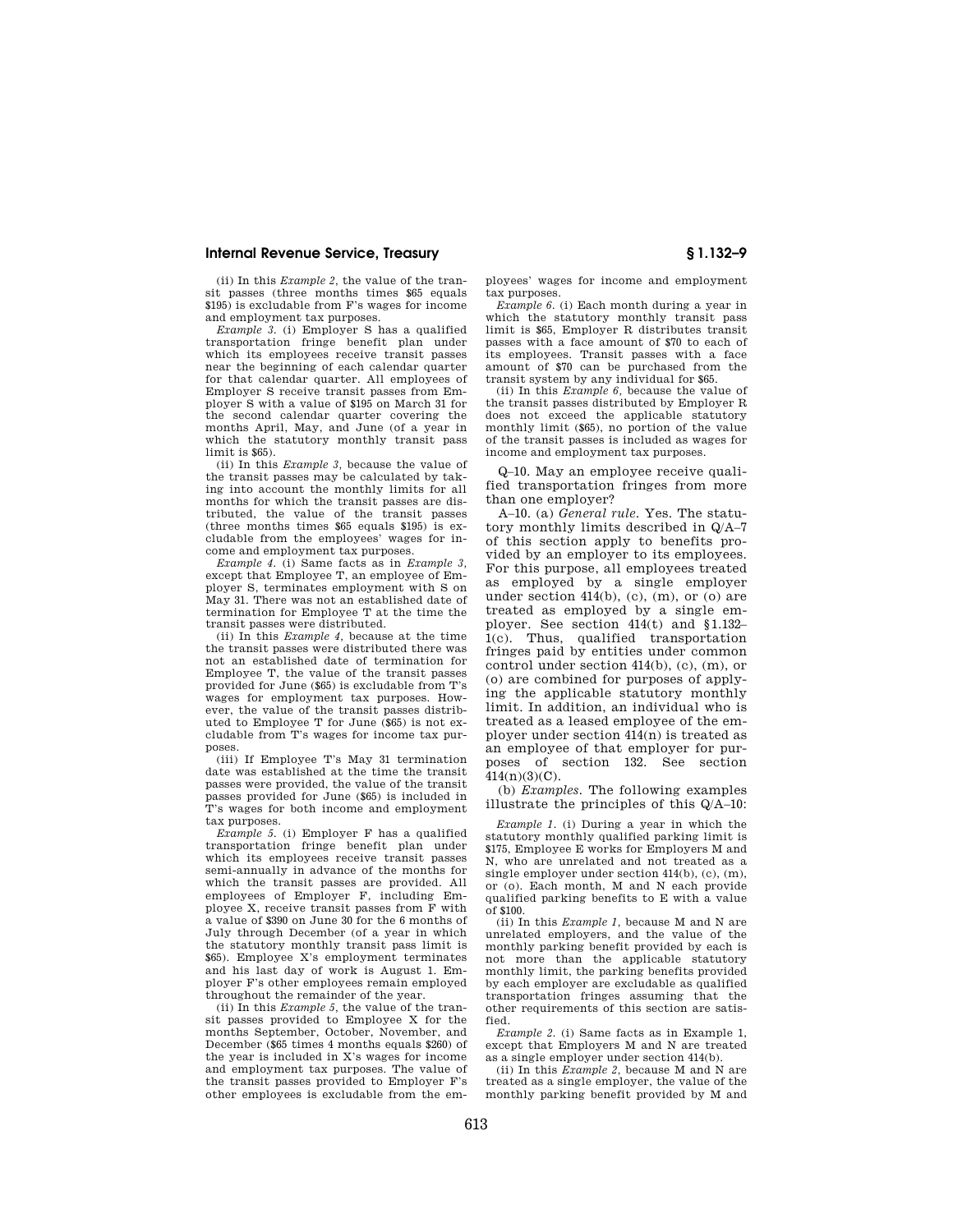(ii) In this *Example 2*, the value of the transit passes (three months times $65 equals $195) is excludable from F's wages for income and employment tax purposes.

*Example 3*. (i) Employer S has a qualified transportation fringe benefit plan under which its employees receive transit passes near the beginning of each calendar quarter for that calendar quarter. All employees of Employer S receive transit passes from Employer S with a value of $195 on March 31 for the second calendar quarter covering the months April, May, and June (of a year in which the statutory monthly transit pass limit is $65).

(ii) In this *Example 3*, because the value of the transit passes may be calculated by taking into account the monthly limits for all months for which the transit passes are distributed, the value of the transit passes (three months times $65 equals $195) is excludable from the employees' wages for income and employment tax purposes.

*Example 4*. (i) Same facts as in *Example 3*, except that Employee T, an employee of Employer S, terminates employment with S on May 31. There was not an established date of termination for Employee T at the time the transit passes were distributed.

(ii) In this *Example 4*, because at the time the transit passes were distributed there was not an established date of termination for Employee T, the value of the transit passes provided for June ($65) is excludable from T's wages for employment tax purposes. However, the value of the transit passes distributed to Employee T for June ($65) is not excludable from T's wages for income tax purposes.

(iii) If Employee T's May 31 termination date was established at the time the transit passes were provided, the value of the transit passes provided for June ($65) is included in T's wages for both income and employment tax purposes.

*Example 5*. (i) Employer F has a qualified transportation fringe benefit plan under which its employees receive transit passes semi-annually in advance of the months for which the transit passes are provided. All employees of Employer F, including Employee X, receive transit passes from F with a value of $390 on June 30 for the 6 months of July through December (of a year in which the statutory monthly transit pass limit is $65). Employee X's employment terminates and his last day of work is August 1. Employer F's other employees remain employed throughout the remainder of the year.

(ii) In this *Example 5*, the value of the transit passes provided to Employee X for the months September, October, November, and December ($65 times 4 months equals $260) of the year is included in X's wages for income and employment tax purposes. The value of the transit passes provided to Employer F's other employees is excludable from the employees' wages for income and employment tax purposes.

*Example 6*. (i) Each month during a year in which the statutory monthly transit pass limit is $65, Employer R distributes transit passes with a face amount of $70 to each of its employees. Transit passes with a face amount of $70 can be purchased from the transit system by any individual for $65.

(ii) In this *Example 6*, because the value of the transit passes distributed by Employer R does not exceed the applicable statutory monthly limit ($65), no portion of the value of the transit passes is included as wages for income and employment tax purposes.

Q–10. May an employee receive qualified transportation fringes from more than one employer?

A–10. (a) *General rule*. Yes. The statutory monthly limits described in Q/A–7 of this section apply to benefits provided by an employer to its employees. For this purpose, all employees treated as employed by a single employer under section 414(b), (c), (m), or (o) are treated as employed by a single employer. See section 414(t) and §1.132–1(c). Thus, qualified transportation fringes paid by entities under common control under section 414(b), (c), (m), or (o) are combined for purposes of applying the applicable statutory monthly limit. In addition, an individual who is treated as a leased employee of the employer under section 414(n) is treated as an employee of that employer for purposes of section 132. See section 414(n)(3)(C).

(b) *Examples*. The following examples illustrate the principles of this Q/A–10:

*Example 1*. (i) During a year in which the statutory monthly qualified parking limit is $175, Employee E works for Employers M and N, who are unrelated and not treated as a single employer under section 414(b), (c), (m), or (o). Each month, M and N each provide qualified parking benefits to E with a value of $100.

(ii) In this *Example 1*, because M and N are unrelated employers, and the value of the monthly parking benefit provided by each is not more than the applicable statutory monthly limit, the parking benefits provided by each employer are excludable as qualified transportation fringes assuming that the other requirements of this section are satisfied.

*Example 2*. (i) Same facts as in Example 1, except that Employers M and N are treated as a single employer under section 414(b).

(ii) In this *Example 2*, because M and N are treated as a single employer, the value of the monthly parking benefit provided by M and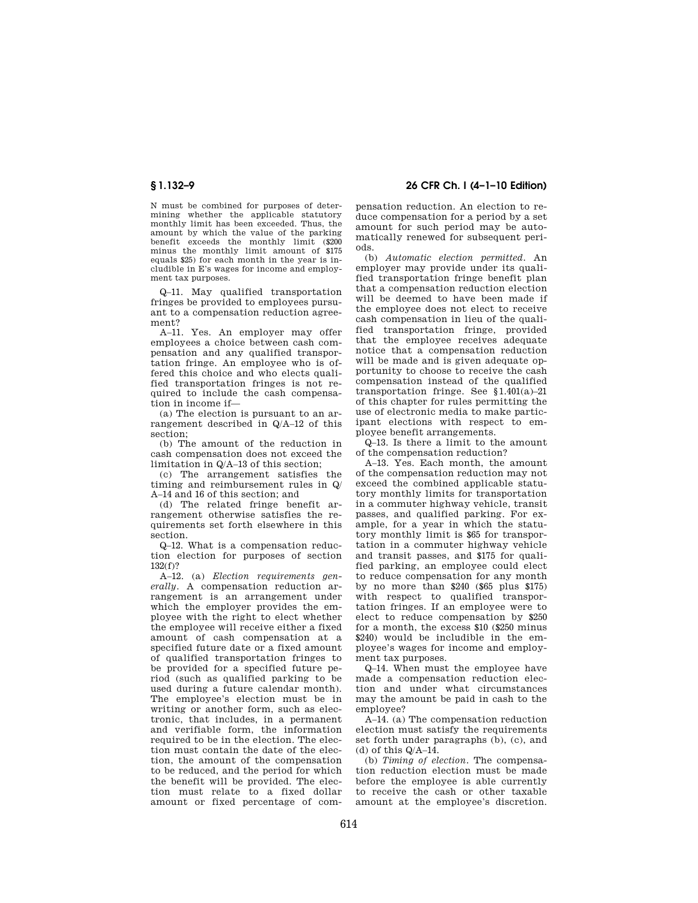N must be combined for purposes of determining whether the applicable statutory monthly limit has been exceeded. Thus, the amount by which the value of the parking benefit exceeds the monthly limit ($200 minus the monthly limit amount of $175 equals $25) for each month in the year is includible in E's wages for income and employment tax purposes.

Q–11. May qualified transportation fringes be provided to employees pursuant to a compensation reduction agreement?

A–11. Yes. An employer may offer employees a choice between cash compensation and any qualified transportation fringe. An employee who is offered this choice and who elects qualified transportation fringes is not required to include the cash compensation in income if—

(a) The election is pursuant to an arrangement described in Q/A–12 of this section;

(b) The amount of the reduction in cash compensation does not exceed the limitation in Q/A–13 of this section;

(c) The arrangement satisfies the timing and reimbursement rules in Q/A–14 and 16 of this section; and

(d) The related fringe benefit arrangement otherwise satisfies the requirements set forth elsewhere in this section.

Q–12. What is a compensation reduction election for purposes of section 132(f)?

A–12. (a) *Election requirements generally*. A compensation reduction arrangement is an arrangement under which the employer provides the employee with the right to elect whether the employee will receive either a fixed amount of cash compensation at a specified future date or a fixed amount of qualified transportation fringes to be provided for a specified future period (such as qualified parking to be used during a future calendar month). The employee's election must be in writing or another form, such as electronic, that includes, in a permanent and verifiable form, the information required to be in the election. The election must contain the date of the election, the amount of the compensation to be reduced, and the period for which the benefit will be provided. The election must relate to a fixed dollar amount or fixed percentage of compensation reduction. An election to reduce compensation for a period by a set amount for such period may be automatically renewed for subsequent periods.

(b) *Automatic election permitted*. An employer may provide under its qualified transportation fringe benefit plan that a compensation reduction election will be deemed to have been made if the employee does not elect to receive cash compensation in lieu of the qualified transportation fringe, provided that the employee receives adequate notice that a compensation reduction will be made and is given adequate opportunity to choose to receive the cash compensation instead of the qualified transportation fringe. See §1.401(a)–21 of this chapter for rules permitting the use of electronic media to make participant elections with respect to employee benefit arrangements.

Q–13. Is there a limit to the amount of the compensation reduction?

A–13. Yes. Each month, the amount of the compensation reduction may not exceed the combined applicable statutory monthly limits for transportation in a commuter highway vehicle, transit passes, and qualified parking. For example, for a year in which the statutory monthly limit is $65 for transportation in a commuter highway vehicle and transit passes, and $175 for qualified parking, an employee could elect to reduce compensation for any month by no more than $240 ($65 plus $175) with respect to qualified transportation fringes. If an employee were to elect to reduce compensation by $250 for a month, the excess $10 ($250 minus $240) would be includible in the employee's wages for income and employment tax purposes.

Q–14. When must the employee have made a compensation reduction election and under what circumstances may the amount be paid in cash to the employee?

A–14. (a) The compensation reduction election must satisfy the requirements set forth under paragraphs (b), (c), and (d) of this Q/A–14.

(b) *Timing of election*. The compensation reduction election must be made before the employee is able currently to receive the cash or other taxable amount at the employee's discretion.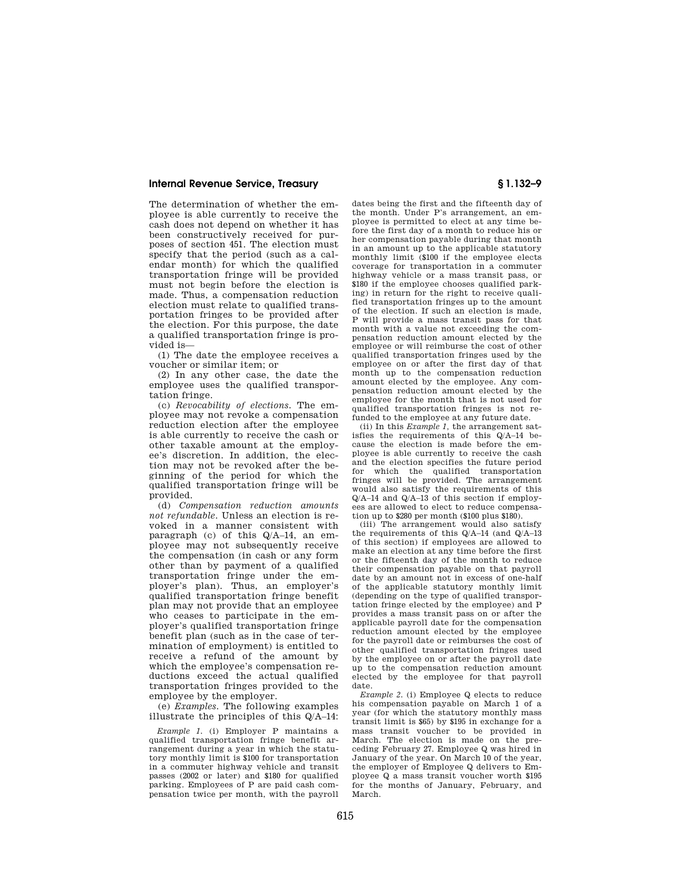The determination of whether the employee is able currently to receive the cash does not depend on whether it has been constructively received for purposes of section 451. The election must specify that the period (such as a calendar month) for which the qualified transportation fringe will be provided must not begin before the election is made. Thus, a compensation reduction election must relate to qualified transportation fringes to be provided after the election. For this purpose, the date a qualified transportation fringe is provided is—

(1) The date the employee receives a voucher or similar item; or

(2) In any other case, the date the employee uses the qualified transportation fringe.

(c) *Revocability of elections*. The employee may not revoke a compensation reduction election after the employee is able currently to receive the cash or other taxable amount at the employee's discretion. In addition, the election may not be revoked after the beginning of the period for which the qualified transportation fringe will be provided.

(d) *Compensation reduction amounts not refundable*. Unless an election is revoked in a manner consistent with paragraph (c) of this Q/A–14, an employee may not subsequently receive the compensation (in cash or any form other than by payment of a qualified transportation fringe under the employer's plan). Thus, an employer's qualified transportation fringe benefit plan may not provide that an employee who ceases to participate in the employer's qualified transportation fringe benefit plan (such as in the case of termination of employment) is entitled to receive a refund of the amount by which the employee's compensation reductions exceed the actual qualified transportation fringes provided to the employee by the employer.

(e) *Examples*. The following examples illustrate the principles of this Q/A–14:

*Example 1*. (i) Employer P maintains a qualified transportation fringe benefit arrangement during a year in which the statutory monthly limit is $100 for transportation in a commuter highway vehicle and transit passes (2002 or later) and $180 for qualified parking. Employees of P are paid cash compensation twice per month, with the payroll dates being the first and the fifteenth day of the month. Under P's arrangement, an employee is permitted to elect at any time before the first day of a month to reduce his or her compensation payable during that month in an amount up to the applicable statutory monthly limit ($100 if the employee elects coverage for transportation in a commuter highway vehicle or a mass transit pass, or $180 if the employee chooses qualified parking) in return for the right to receive qualified transportation fringes up to the amount of the election. If such an election is made, P will provide a mass transit pass for that month with a value not exceeding the compensation reduction amount elected by the employee or will reimburse the cost of other qualified transportation fringes used by the employee on or after the first day of that month up to the compensation reduction amount elected by the employee. Any compensation reduction amount elected by the employee for the month that is not used for qualified transportation fringes is not refunded to the employee at any future date.

(ii) In this *Example 1*, the arrangement satisfies the requirements of this Q/A–14 because the election is made before the employee is able currently to receive the cash and the election specifies the future period for which the qualified transportation fringes will be provided. The arrangement would also satisfy the requirements of this Q/A–14 and Q/A–13 of this section if employees are allowed to elect to reduce compensation up to $280 per month ($100 plus $180).

(iii) The arrangement would also satisfy the requirements of this Q/A–14 (and Q/A–13 of this section) if employees are allowed to make an election at any time before the first or the fifteenth day of the month to reduce their compensation payable on that payroll date by an amount not in excess of one-half of the applicable statutory monthly limit (depending on the type of qualified transportation fringe elected by the employee) and P provides a mass transit pass on or after the applicable payroll date for the compensation reduction amount elected by the employee for the payroll date or reimburses the cost of other qualified transportation fringes used by the employee on or after the payroll date up to the compensation reduction amount elected by the employee for that payroll date.

*Example 2*. (i) Employee Q elects to reduce his compensation payable on March 1 of a year (for which the statutory monthly mass transit limit is $65) by $195 in exchange for a mass transit voucher to be provided in March. The election is made on the preceding February 27. Employee Q was hired in January of the year. On March 10 of the year, the employer of Employee Q delivers to Employee Q a mass transit voucher worth $195 for the months of January, February, and March.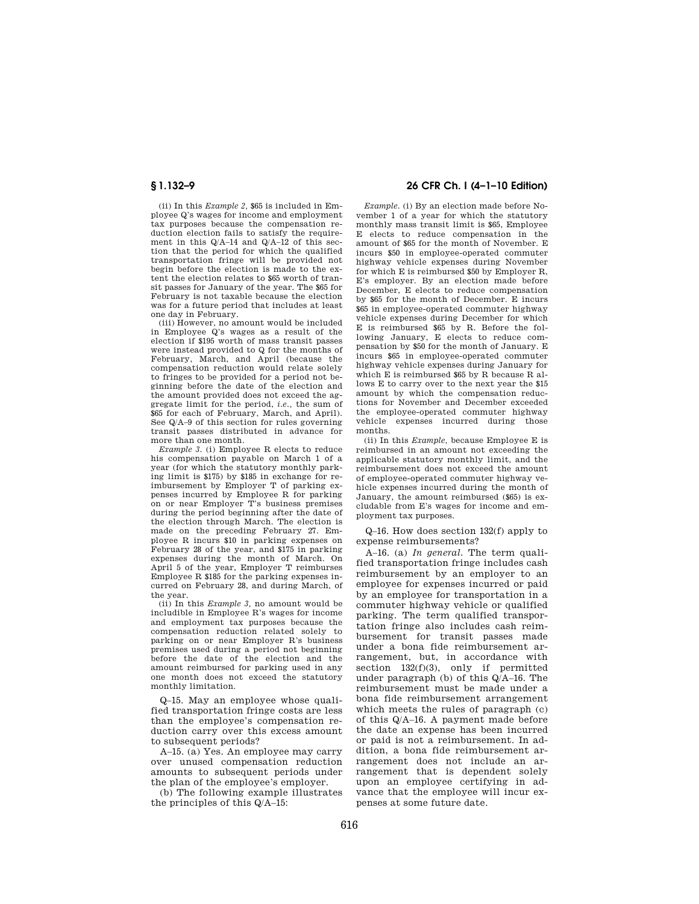(ii) In this *Example 2*, $65 is included in Employee Q's wages for income and employment tax purposes because the compensation reduction election fails to satisfy the requirement in this Q/A–14 and Q/A–12 of this section that the period for which the qualified transportation fringe will be provided not begin before the election is made to the extent the election relates to $65 worth of transit passes for January of the year. The $65 for February is not taxable because the election was for a future period that includes at least one day in February.

(iii) However, no amount would be included in Employee Q's wages as a result of the election if $195 worth of mass transit passes were instead provided to Q for the months of February, March, and April (because the compensation reduction would relate solely to fringes to be provided for a period not beginning before the date of the election and the amount provided does not exceed the aggregate limit for the period, *i.e.*, the sum of $65 for each of February, March, and April). See Q/A–9 of this section for rules governing transit passes distributed in advance for more than one month.

*Example 3*. (i) Employee R elects to reduce his compensation payable on March 1 of a year (for which the statutory monthly parking limit is $175) by $185 in exchange for reimbursement by Employer T of parking expenses incurred by Employee R for parking on or near Employer T's business premises during the period beginning after the date of the election through March. The election is made on the preceding February 27. Employee R incurs $10 in parking expenses on February 28 of the year, and $175 in parking expenses during the month of March. On April 5 of the year, Employer T reimburses Employee R $185 for the parking expenses incurred on February 28, and during March, of the year.

(ii) In this *Example 3*, no amount would be includible in Employee R's wages for income and employment tax purposes because the compensation reduction related solely to parking on or near Employer R's business premises used during a period not beginning before the date of the election and the amount reimbursed for parking used in any one month does not exceed the statutory monthly limitation.

Q–15. May an employee whose qualified transportation fringe costs are less than the employee's compensation reduction carry over this excess amount to subsequent periods?

A–15. (a) Yes. An employee may carry over unused compensation reduction amounts to subsequent periods under the plan of the employee's employer.

(b) The following example illustrates the principles of this Q/A–15:

*Example*. (i) By an election made before November 1 of a year for which the statutory monthly mass transit limit is $65, Employee E elects to reduce compensation in the amount of $65 for the month of November. E incurs $50 in employee-operated commuter highway vehicle expenses during November for which E is reimbursed $50 by Employer R, E's employer. By an election made before December, E elects to reduce compensation by $65 for the month of December. E incurs $65 in employee-operated commuter highway vehicle expenses during December for which E is reimbursed $65 by R. Before the following January, E elects to reduce compensation by $50 for the month of January. E incurs $65 in employee-operated commuter highway vehicle expenses during January for which E is reimbursed $65 by R because R allows E to carry over to the next year the $15 amount by which the compensation reductions for November and December exceeded the employee-operated commuter highway vehicle expenses incurred during those months.

(ii) In this *Example*, because Employee E is reimbursed in an amount not exceeding the applicable statutory monthly limit, and the reimbursement does not exceed the amount of employee-operated commuter highway vehicle expenses incurred during the month of January, the amount reimbursed ($65) is excludable from E's wages for income and employment tax purposes.

Q–16. How does section 132(f) apply to expense reimbursements?

A–16. (a) *In general*. The term qualified transportation fringe includes cash reimbursement by an employer to an employee for expenses incurred or paid by an employee for transportation in a commuter highway vehicle or qualified parking. The term qualified transportation fringe also includes cash reimbursement for transit passes made under a bona fide reimbursement arrangement, but, in accordance with section 132(f)(3), only if permitted under paragraph (b) of this Q/A–16. The reimbursement must be made under a bona fide reimbursement arrangement which meets the rules of paragraph (c) of this Q/A–16. A payment made before the date an expense has been incurred or paid is not a reimbursement. In addition, a bona fide reimbursement arrangement does not include an arrangement that is dependent solely upon an employee certifying in advance that the employee will incur expenses at some future date.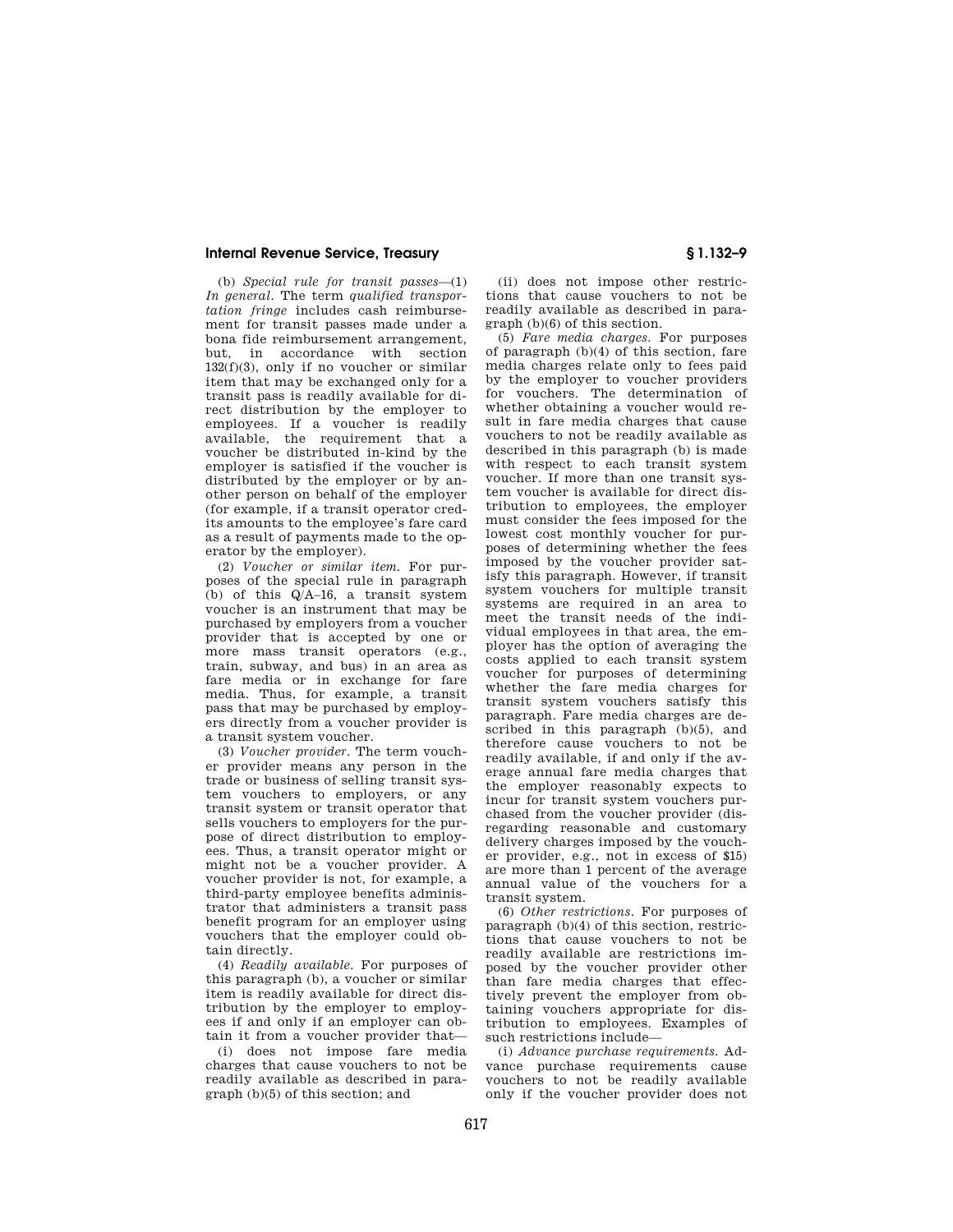(b) *Special rule for transit passes*—(1) *In general.* The term *qualified transportation fringe* includes cash reimbursement for transit passes made under a bona fide reimbursement arrangement, but, in accordance with section 132(f)(3), only if no voucher or similar item that may be exchanged only for a transit pass is readily available for direct distribution by the employer to employees. If a voucher is readily available, the requirement that a voucher be distributed in-kind by the employer is satisfied if the voucher is distributed by the employer or by another person on behalf of the employer (for example, if a transit operator credits amounts to the employee's fare card as a result of payments made to the operator by the employer).

(2) *Voucher or similar item.* For purposes of the special rule in paragraph (b) of this Q/A–16, a transit system voucher is an instrument that may be purchased by employers from a voucher provider that is accepted by one or more mass transit operators (e.g., train, subway, and bus) in an area as fare media or in exchange for fare media. Thus, for example, a transit pass that may be purchased by employers directly from a voucher provider is a transit system voucher.

(3) *Voucher provider.* The term voucher provider means any person in the trade or business of selling transit system vouchers to employers, or any transit system or transit operator that sells vouchers to employers for the purpose of direct distribution to employees. Thus, a transit operator might or might not be a voucher provider. A voucher provider is not, for example, a third-party employee benefits administrator that administers a transit pass benefit program for an employer using vouchers that the employer could obtain directly.

(4) *Readily available.* For purposes of this paragraph (b), a voucher or similar item is readily available for direct distribution by the employer to employees if and only if an employer can obtain it from a voucher provider that—

(i) does not impose fare media charges that cause vouchers to not be readily available as described in paragraph (b)(5) of this section; and

(ii) does not impose other restrictions that cause vouchers to not be readily available as described in paragraph (b)(6) of this section.

(5) *Fare media charges.* For purposes of paragraph (b)(4) of this section, fare media charges relate only to fees paid by the employer to voucher providers for vouchers. The determination of whether obtaining a voucher would result in fare media charges that cause vouchers to not be readily available as described in this paragraph (b) is made with respect to each transit system voucher. If more than one transit system voucher is available for direct distribution to employees, the employer must consider the fees imposed for the lowest cost monthly voucher for purposes of determining whether the fees imposed by the voucher provider satisfy this paragraph. However, if transit system vouchers for multiple transit systems are required in an area to meet the transit needs of the individual employees in that area, the employer has the option of averaging the costs applied to each transit system voucher for purposes of determining whether the fare media charges for transit system vouchers satisfy this paragraph. Fare media charges are described in this paragraph (b)(5), and therefore cause vouchers to not be readily available, if and only if the average annual fare media charges that the employer reasonably expects to incur for transit system vouchers purchased from the voucher provider (disregarding reasonable and customary delivery charges imposed by the voucher provider, e.g., not in excess of $15) are more than 1 percent of the average annual value of the vouchers for a transit system.

(6) *Other restrictions.* For purposes of paragraph (b)(4) of this section, restrictions that cause vouchers to not be readily available are restrictions imposed by the voucher provider other than fare media charges that effectively prevent the employer from obtaining vouchers appropriate for distribution to employees. Examples of such restrictions include—

(i) *Advance purchase requirements.* Advance purchase requirements cause vouchers to not be readily available only if the voucher provider does not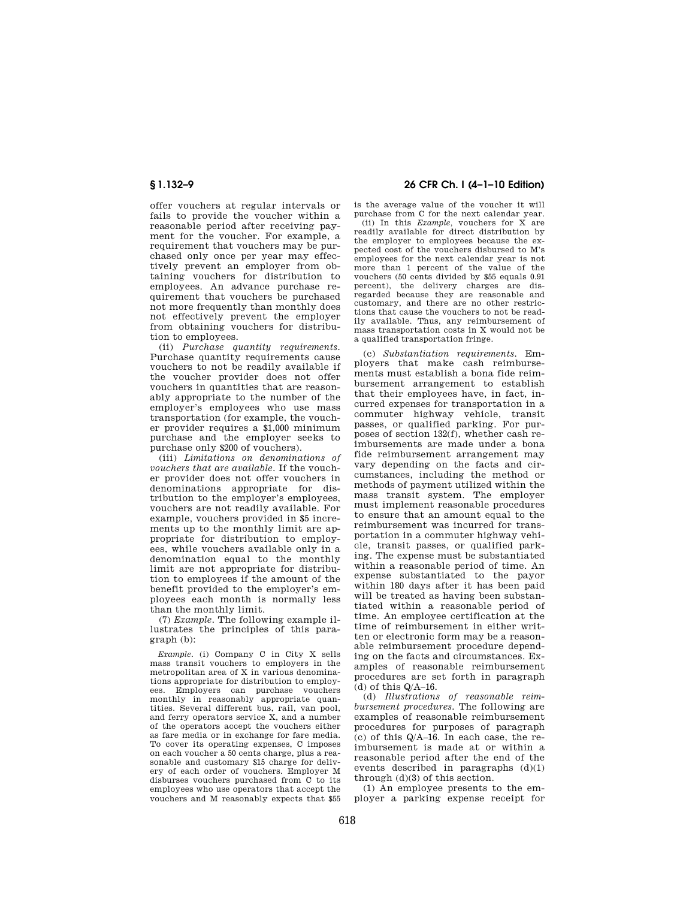offer vouchers at regular intervals or fails to provide the voucher within a reasonable period after receiving payment for the voucher. For example, a requirement that vouchers may be purchased only once per year may effectively prevent an employer from obtaining vouchers for distribution to employees. An advance purchase requirement that vouchers be purchased not more frequently than monthly does not effectively prevent the employer from obtaining vouchers for distribution to employees.

(ii) *Purchase quantity requirements.* Purchase quantity requirements cause vouchers to not be readily available if the voucher provider does not offer vouchers in quantities that are reasonably appropriate to the number of the employer's employees who use mass transportation (for example, the voucher provider requires a $1,000 minimum purchase and the employer seeks to purchase only $200 of vouchers).

(iii) *Limitations on denominations of vouchers that are available.* If the voucher provider does not offer vouchers in denominations appropriate for distribution to the employer's employees, vouchers are not readily available. For example, vouchers provided in $5 increments up to the monthly limit are appropriate for distribution to employees, while vouchers available only in a denomination equal to the monthly limit are not appropriate for distribution to employees if the amount of the benefit provided to the employer's employees each month is normally less than the monthly limit.

(7) *Example.* The following example illustrates the principles of this paragraph (b):

*Example.* (i) Company C in City X sells mass transit vouchers to employers in the metropolitan area of X in various denominations appropriate for distribution to employees. Employers can purchase vouchers monthly in reasonably appropriate quantities. Several different bus, rail, van pool, and ferry operators service X, and a number of the operators accept the vouchers either as fare media or in exchange for fare media. To cover its operating expenses, C imposes on each voucher a 50 cents charge, plus a reasonable and customary $15 charge for delivery of each order of vouchers. Employer M disburses vouchers purchased from C to its employees who use operators that accept the vouchers and M reasonably expects that $55 is the average value of the voucher it will purchase from C for the next calendar year.

(ii) In this *Example,* vouchers for X are readily available for direct distribution by the employer to employees because the expected cost of the vouchers disbursed to M's employees for the next calendar year is not more than 1 percent of the value of the vouchers (50 cents divided by $55 equals 0.91 percent), the delivery charges are disregarded because they are reasonable and customary, and there are no other restrictions that cause the vouchers to not be readily available. Thus, any reimbursement of mass transportation costs in X would not be a qualified transportation fringe.

(c) *Substantiation requirements.* Employers that make cash reimbursements must establish a bona fide reimbursement arrangement to establish that their employees have, in fact, incurred expenses for transportation in a commuter highway vehicle, transit passes, or qualified parking. For purposes of section 132(f), whether cash reimbursements are made under a bona fide reimbursement arrangement may vary depending on the facts and circumstances, including the method or methods of payment utilized within the mass transit system. The employer must implement reasonable procedures to ensure that an amount equal to the reimbursement was incurred for transportation in a commuter highway vehicle, transit passes, or qualified parking. The expense must be substantiated within a reasonable period of time. An expense substantiated to the payor within 180 days after it has been paid will be treated as having been substantiated within a reasonable period of time. An employee certification at the time of reimbursement in either written or electronic form may be a reasonable reimbursement procedure depending on the facts and circumstances. Examples of reasonable reimbursement procedures are set forth in paragraph (d) of this Q/A–16.

(d) *Illustrations of reasonable reimbursement procedures.* The following are examples of reasonable reimbursement procedures for purposes of paragraph (c) of this Q/A–16. In each case, the reimbursement is made at or within a reasonable period after the end of the events described in paragraphs (d)(1) through (d)(3) of this section.

(1) An employee presents to the employer a parking expense receipt for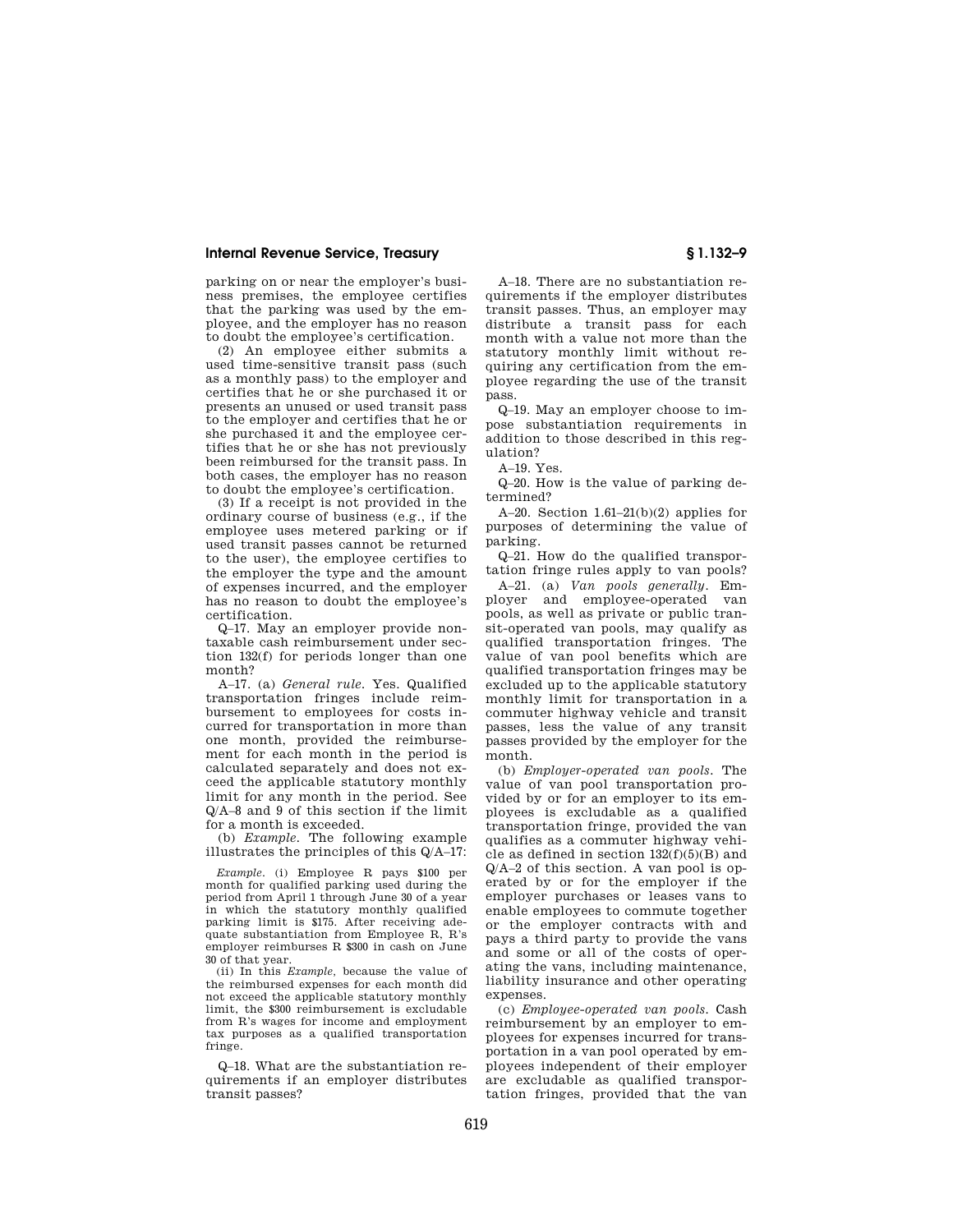parking on or near the employer's business premises, the employee certifies that the parking was used by the employee, and the employer has no reason to doubt the employee's certification.

(2) An employee either submits a used time-sensitive transit pass (such as a monthly pass) to the employer and certifies that he or she purchased it or presents an unused or used transit pass to the employer and certifies that he or she purchased it and the employee certifies that he or she has not previously been reimbursed for the transit pass. In both cases, the employer has no reason to doubt the employee's certification.

(3) If a receipt is not provided in the ordinary course of business (e.g., if the employee uses metered parking or if used transit passes cannot be returned to the user), the employee certifies to the employer the type and the amount of expenses incurred, and the employer has no reason to doubt the employee's certification.

Q–17. May an employer provide nontaxable cash reimbursement under section 132(f) for periods longer than one month?

A–17. (a) *General rule.* Yes. Qualified transportation fringes include reimbursement to employees for costs incurred for transportation in more than one month, provided the reimbursement for each month in the period is calculated separately and does not exceed the applicable statutory monthly limit for any month in the period. See Q/A–8 and 9 of this section if the limit for a month is exceeded.

(b) *Example.* The following example illustrates the principles of this Q/A–17:

*Example.* (i) Employee R pays $100 per month for qualified parking used during the period from April 1 through June 30 of a year in which the statutory monthly qualified parking limit is $175. After receiving adequate substantiation from Employee R, R's employer reimburses R $300 in cash on June 30 of that year.

(ii) In this *Example,* because the value of the reimbursed expenses for each month did not exceed the applicable statutory monthly limit, the $300 reimbursement is excludable from R's wages for income and employment tax purposes as a qualified transportation fringe.

Q–18. What are the substantiation requirements if an employer distributes transit passes?

A–18. There are no substantiation requirements if the employer distributes transit passes. Thus, an employer may distribute a transit pass for each month with a value not more than the statutory monthly limit without requiring any certification from the employee regarding the use of the transit pass.

Q–19. May an employer choose to impose substantiation requirements in addition to those described in this regulation?

A–19. Yes.

Q–20. How is the value of parking determined?

A–20. Section 1.61–21(b)(2) applies for purposes of determining the value of parking.

Q–21. How do the qualified transportation fringe rules apply to van pools?

A–21. (a) *Van pools generally.* Employer and employee-operated van pools, as well as private or public transit-operated van pools, may qualify as qualified transportation fringes. The value of van pool benefits which are qualified transportation fringes may be excluded up to the applicable statutory monthly limit for transportation in a commuter highway vehicle and transit passes, less the value of any transit passes provided by the employer for the month.

(b) *Employer-operated van pools.* The value of van pool transportation provided by or for an employer to its employees is excludable as a qualified transportation fringe, provided the van qualifies as a commuter highway vehicle as defined in section 132(f)(5)(B) and Q/A–2 of this section. A van pool is operated by or for the employer if the employer purchases or leases vans to enable employees to commute together or the employer contracts with and pays a third party to provide the vans and some or all of the costs of operating the vans, including maintenance, liability insurance and other operating expenses.

(c) *Employee-operated van pools.* Cash reimbursement by an employer to employees for expenses incurred for transportation in a van pool operated by employees independent of their employer are excludable as qualified transportation fringes, provided that the van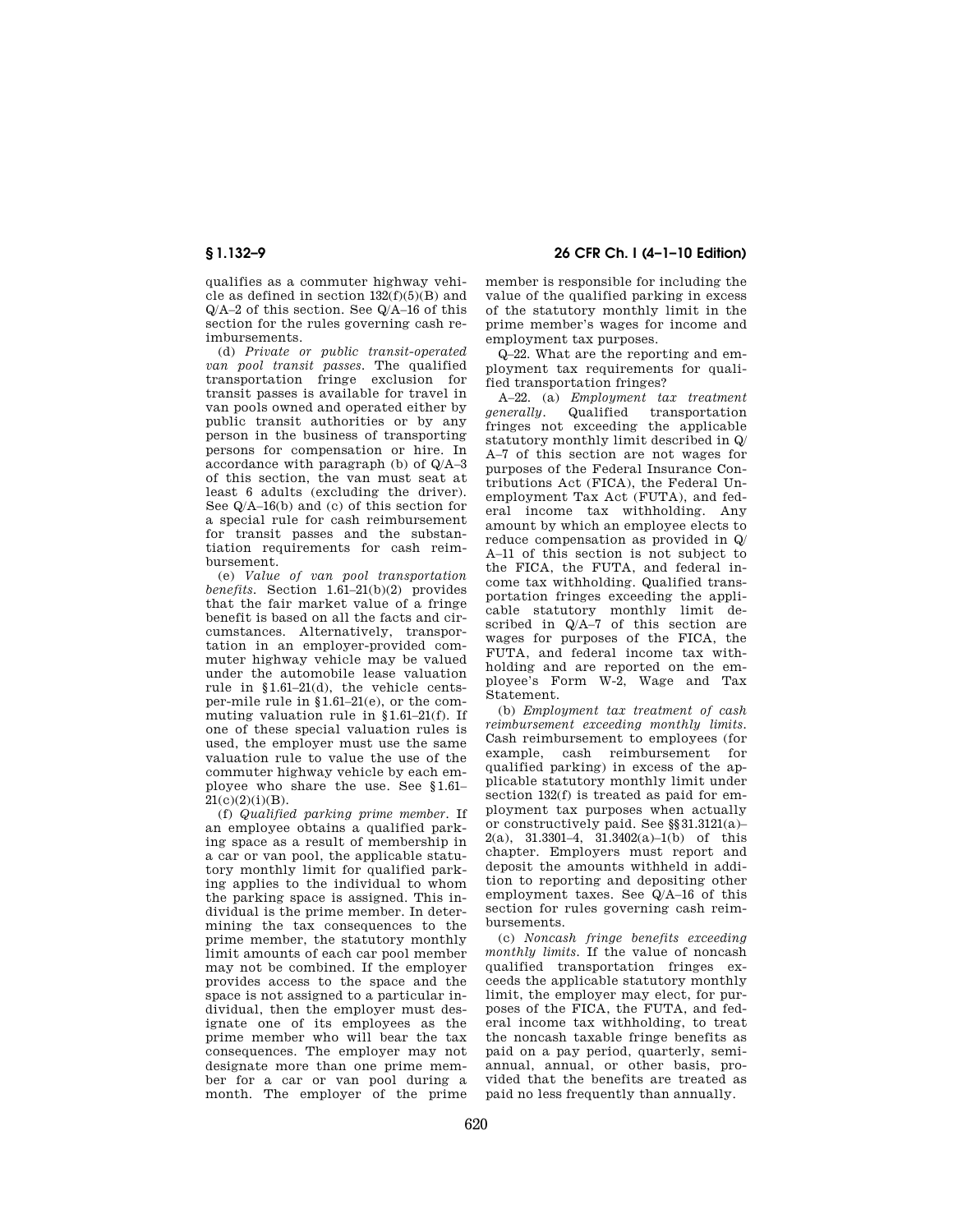qualifies as a commuter highway vehicle as defined in section 132(f)(5)(B) and Q/A–2 of this section. See Q/A–16 of this section for the rules governing cash reimbursements.

(d) *Private or public transit-operated van pool transit passes.* The qualified transportation fringe exclusion for transit passes is available for travel in van pools owned and operated either by public transit authorities or by any person in the business of transporting persons for compensation or hire. In accordance with paragraph (b) of Q/A–3 of this section, the van must seat at least 6 adults (excluding the driver). See Q/A–16(b) and (c) of this section for a special rule for cash reimbursement for transit passes and the substantiation requirements for cash reimbursement.

(e) *Value of van pool transportation benefits.* Section 1.61–21(b)(2) provides that the fair market value of a fringe benefit is based on all the facts and circumstances. Alternatively, transportation in an employer-provided commuter highway vehicle may be valued under the automobile lease valuation rule in §1.61–21(d), the vehicle cents-per-mile rule in §1.61–21(e), or the commuting valuation rule in §1.61–21(f). If one of these special valuation rules is used, the employer must use the same valuation rule to value the use of the commuter highway vehicle by each employee who share the use. See §1.61–21(c)(2)(i)(B).

(f) *Qualified parking prime member.* If an employee obtains a qualified parking space as a result of membership in a car or van pool, the applicable statutory monthly limit for qualified parking applies to the individual to whom the parking space is assigned. This individual is the prime member. In determining the tax consequences to the prime member, the statutory monthly limit amounts of each car pool member may not be combined. If the employer provides access to the space and the space is not assigned to a particular individual, then the employer must designate one of its employees as the prime member who will bear the tax consequences. The employer may not designate more than one prime member for a car or van pool during a month. The employer of the prime member is responsible for including the value of the qualified parking in excess of the statutory monthly limit in the prime member's wages for income and employment tax purposes.

Q–22. What are the reporting and employment tax requirements for qualified transportation fringes?

A–22. (a) *Employment tax treatment generally.* Qualified transportation fringes not exceeding the applicable statutory monthly limit described in Q/A–7 of this section are not wages for purposes of the Federal Insurance Contributions Act (FICA), the Federal Unemployment Tax Act (FUTA), and federal income tax withholding. Any amount by which an employee elects to reduce compensation as provided in Q/A–11 of this section is not subject to the FICA, the FUTA, and federal income tax withholding. Qualified transportation fringes exceeding the applicable statutory monthly limit described in Q/A–7 of this section are wages for purposes of the FICA, the FUTA, and federal income tax withholding and are reported on the employee's Form W-2, Wage and Tax Statement.

(b) *Employment tax treatment of cash reimbursement exceeding monthly limits.* Cash reimbursement to employees (for example, cash reimbursement for qualified parking) in excess of the applicable statutory monthly limit under section 132(f) is treated as paid for employment tax purposes when actually or constructively paid. See §§31.3121(a)–2(a), 31.3301–4, 31.3402(a)–1(b) of this chapter. Employers must report and deposit the amounts withheld in addition to reporting and depositing other employment taxes. See Q/A–16 of this section for rules governing cash reimbursements.

(c) *Noncash fringe benefits exceeding monthly limits.* If the value of noncash qualified transportation fringes exceeds the applicable statutory monthly limit, the employer may elect, for purposes of the FICA, the FUTA, and federal income tax withholding, to treat the noncash taxable fringe benefits as paid on a pay period, quarterly, semi-annual, annual, or other basis, provided that the benefits are treated as paid no less frequently than annually.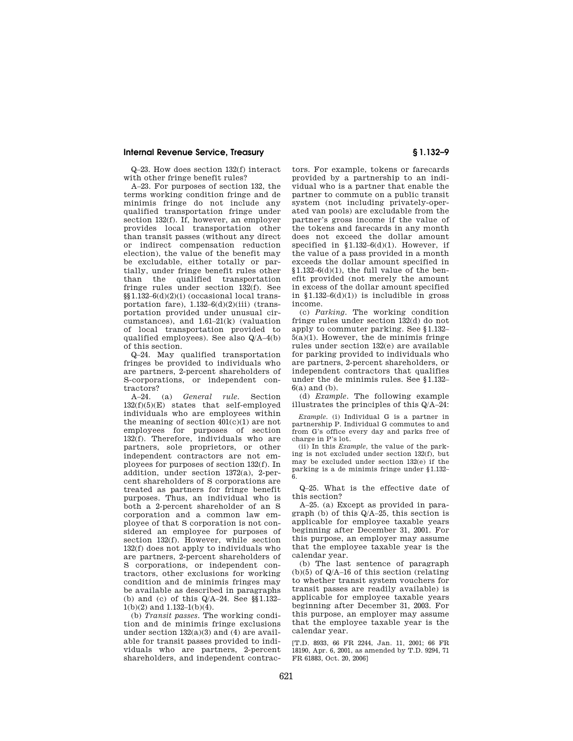Q–23. How does section 132(f) interact with other fringe benefit rules?

A–23. For purposes of section 132, the terms working condition fringe and de minimis fringe do not include any qualified transportation fringe under section 132(f). If, however, an employer provides local transportation other than transit passes (without any direct or indirect compensation reduction election), the value of the benefit may be excludable, either totally or partially, under fringe benefit rules other than the qualified transportation fringe rules under section 132(f). See §§1.132–6(d)(2)(i) (occasional local transportation fare), 1.132–6(d)(2)(iii) (transportation provided under unusual circumstances), and 1.61–21(k) (valuation of local transportation provided to qualified employees). See also Q/A–4(b) of this section.

Q–24. May qualified transportation fringes be provided to individuals who are partners, 2-percent shareholders of S-corporations, or independent contractors?

A–24. (a) *General rule.* Section 132(f)(5)(E) states that self-employed individuals who are employees within the meaning of section 401(c)(1) are not employees for purposes of section 132(f). Therefore, individuals who are partners, sole proprietors, or other independent contractors are not employees for purposes of section 132(f). In addition, under section 1372(a), 2-percent shareholders of S corporations are treated as partners for fringe benefit purposes. Thus, an individual who is both a 2-percent shareholder of an S corporation and a common law employee of that S corporation is not considered an employee for purposes of section 132(f). However, while section 132(f) does not apply to individuals who are partners, 2-percent shareholders of S corporations, or independent contractors, other exclusions for working condition and de minimis fringes may be available as described in paragraphs (b) and (c) of this Q/A–24. See §§1.132–1(b)(2) and 1.132–1(b)(4).

(b) *Transit passes.* The working condition and de minimis fringe exclusions under section 132(a)(3) and (4) are available for transit passes provided to individuals who are partners, 2-percent shareholders, and independent contractors. For example, tokens or farecards provided by a partnership to an individual who is a partner that enable the partner to commute on a public transit system (not including privately-operated van pools) are excludable from the partner's gross income if the value of the tokens and farecards in any month does not exceed the dollar amount specified in §1.132–6(d)(1). However, if the value of a pass provided in a month exceeds the dollar amount specified in §1.132–6(d)(1), the full value of the benefit provided (not merely the amount in excess of the dollar amount specified in §1.132–6(d)(1)) is includible in gross income.

(c) *Parking.* The working condition fringe rules under section 132(d) do not apply to commuter parking. See §1.132–5(a)(1). However, the de minimis fringe rules under section 132(e) are available for parking provided to individuals who are partners, 2-percent shareholders, or independent contractors that qualifies under the de minimis rules. See §1.132–6(a) and (b).

(d) *Example.* The following example illustrates the principles of this Q/A–24:

*Example.* (i) Individual G is a partner in partnership P. Individual G commutes to and from G's office every day and parks free of charge in P's lot.

(ii) In this *Example,* the value of the parking is not excluded under section 132(f), but may be excluded under section 132(e) if the parking is a de minimis fringe under §1.132–6.

Q–25. What is the effective date of this section?

A–25. (a) Except as provided in paragraph (b) of this Q/A–25, this section is applicable for employee taxable years beginning after December 31, 2001. For this purpose, an employer may assume that the employee taxable year is the calendar year.

(b) The last sentence of paragraph (b)(5) of Q/A–16 of this section (relating to whether transit system vouchers for transit passes are readily available) is applicable for employee taxable years beginning after December 31, 2003. For this purpose, an employer may assume that the employee taxable year is the calendar year.

[T.D. 8933, 66 FR 2244, Jan. 11, 2001; 66 FR 18190, Apr. 6, 2001, as amended by T.D. 9294, 71 FR 61883, Oct. 20, 2006]